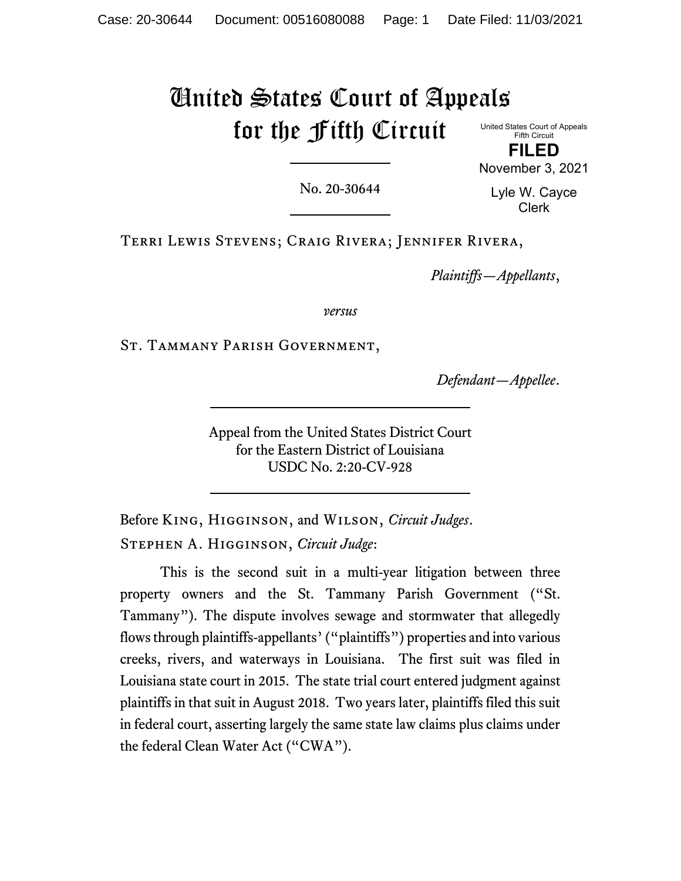# United States Court of Appeals for the Fifth Circuit

United States Court of Appeals
Fifth Circuit

**FILED**

November 3, 2021

Lyle W. Cayce
Clerk

No. 20-30644

Terri Lewis Stevens; Craig Rivera; Jennifer Rivera,

*Plaintiffs—Appellants*,

*versus*

St. Tammany Parish Government,

*Defendant—Appellee*.

Appeal from the United States District Court
for the Eastern District of Louisiana
USDC No. 2:20-CV-928

Before King, Higginson, and Wilson, *Circuit Judges*.

Stephen A. Higginson, *Circuit Judge*:

This is the second suit in a multi-year litigation between three property owners and the St. Tammany Parish Government ("St. Tammany"). The dispute involves sewage and stormwater that allegedly flows through plaintiffs-appellants' ("plaintiffs") properties and into various creeks, rivers, and waterways in Louisiana. The first suit was filed in Louisiana state court in 2015. The state trial court entered judgment against plaintiffs in that suit in August 2018. Two years later, plaintiffs filed this suit in federal court, asserting largely the same state law claims plus claims under the federal Clean Water Act ("CWA").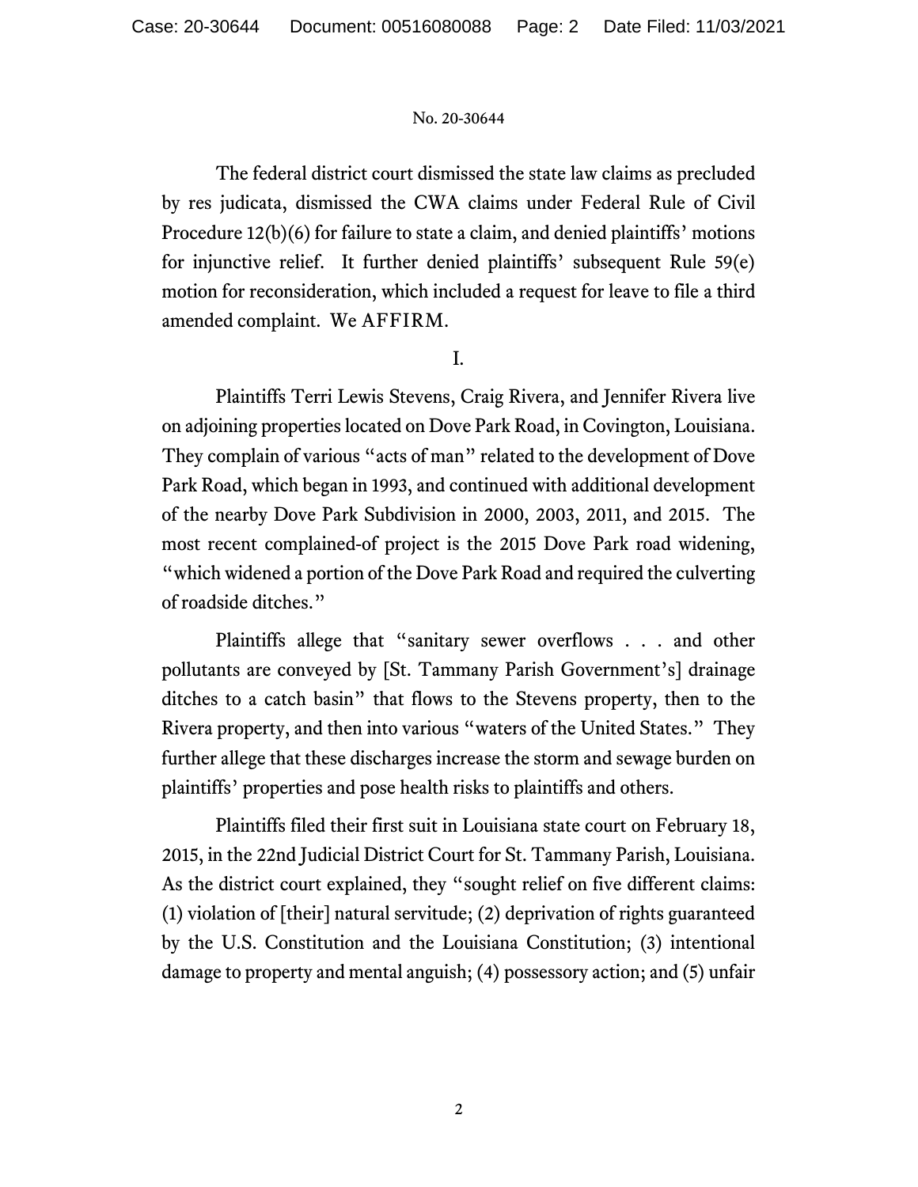The federal district court dismissed the state law claims as precluded by res judicata, dismissed the CWA claims under Federal Rule of Civil Procedure 12(b)(6) for failure to state a claim, and denied plaintiffs' motions for injunctive relief. It further denied plaintiffs' subsequent Rule 59(e) motion for reconsideration, which included a request for leave to file a third amended complaint. We AFFIRM.

I.

Plaintiffs Terri Lewis Stevens, Craig Rivera, and Jennifer Rivera live on adjoining properties located on Dove Park Road, in Covington, Louisiana. They complain of various "acts of man" related to the development of Dove Park Road, which began in 1993, and continued with additional development of the nearby Dove Park Subdivision in 2000, 2003, 2011, and 2015. The most recent complained-of project is the 2015 Dove Park road widening, "which widened a portion of the Dove Park Road and required the culverting of roadside ditches."

Plaintiffs allege that "sanitary sewer overflows . . . and other pollutants are conveyed by [St. Tammany Parish Government's] drainage ditches to a catch basin" that flows to the Stevens property, then to the Rivera property, and then into various "waters of the United States." They further allege that these discharges increase the storm and sewage burden on plaintiffs' properties and pose health risks to plaintiffs and others.

Plaintiffs filed their first suit in Louisiana state court on February 18, 2015, in the 22nd Judicial District Court for St. Tammany Parish, Louisiana. As the district court explained, they "sought relief on five different claims: (1) violation of [their] natural servitude; (2) deprivation of rights guaranteed by the U.S. Constitution and the Louisiana Constitution; (3) intentional damage to property and mental anguish; (4) possessory action; and (5) unfair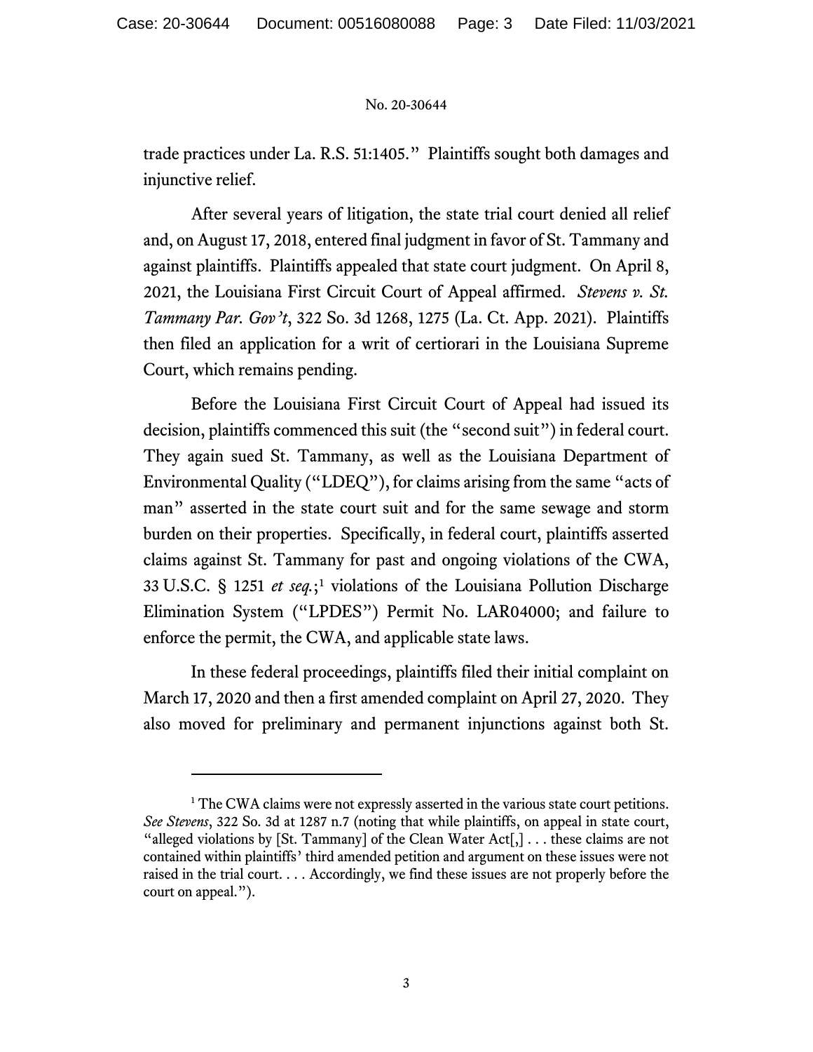trade practices under La. R.S. 51:1405." Plaintiffs sought both damages and injunctive relief.

After several years of litigation, the state trial court denied all relief and, on August 17, 2018, entered final judgment in favor of St. Tammany and against plaintiffs. Plaintiffs appealed that state court judgment. On April 8, 2021, the Louisiana First Circuit Court of Appeal affirmed. *Stevens v. St. Tammany Par. Gov't*, 322 So. 3d 1268, 1275 (La. Ct. App. 2021). Plaintiffs then filed an application for a writ of certiorari in the Louisiana Supreme Court, which remains pending.

Before the Louisiana First Circuit Court of Appeal had issued its decision, plaintiffs commenced this suit (the "second suit") in federal court. They again sued St. Tammany, as well as the Louisiana Department of Environmental Quality ("LDEQ"), for claims arising from the same "acts of man" asserted in the state court suit and for the same sewage and storm burden on their properties. Specifically, in federal court, plaintiffs asserted claims against St. Tammany for past and ongoing violations of the CWA, 33 U.S.C. § 1251 *et seq.*;[1] violations of the Louisiana Pollution Discharge Elimination System ("LPDES") Permit No. LAR04000; and failure to enforce the permit, the CWA, and applicable state laws.

In these federal proceedings, plaintiffs filed their initial complaint on March 17, 2020 and then a first amended complaint on April 27, 2020. They also moved for preliminary and permanent injunctions against both St.

---

[1] The CWA claims were not expressly asserted in the various state court petitions. *See Stevens*, 322 So. 3d at 1287 n.7 (noting that while plaintiffs, on appeal in state court, "alleged violations by [St. Tammany] of the Clean Water Act[,] . . . these claims are not contained within plaintiffs' third amended petition and argument on these issues were not raised in the trial court. . . . Accordingly, we find these issues are not properly before the court on appeal.").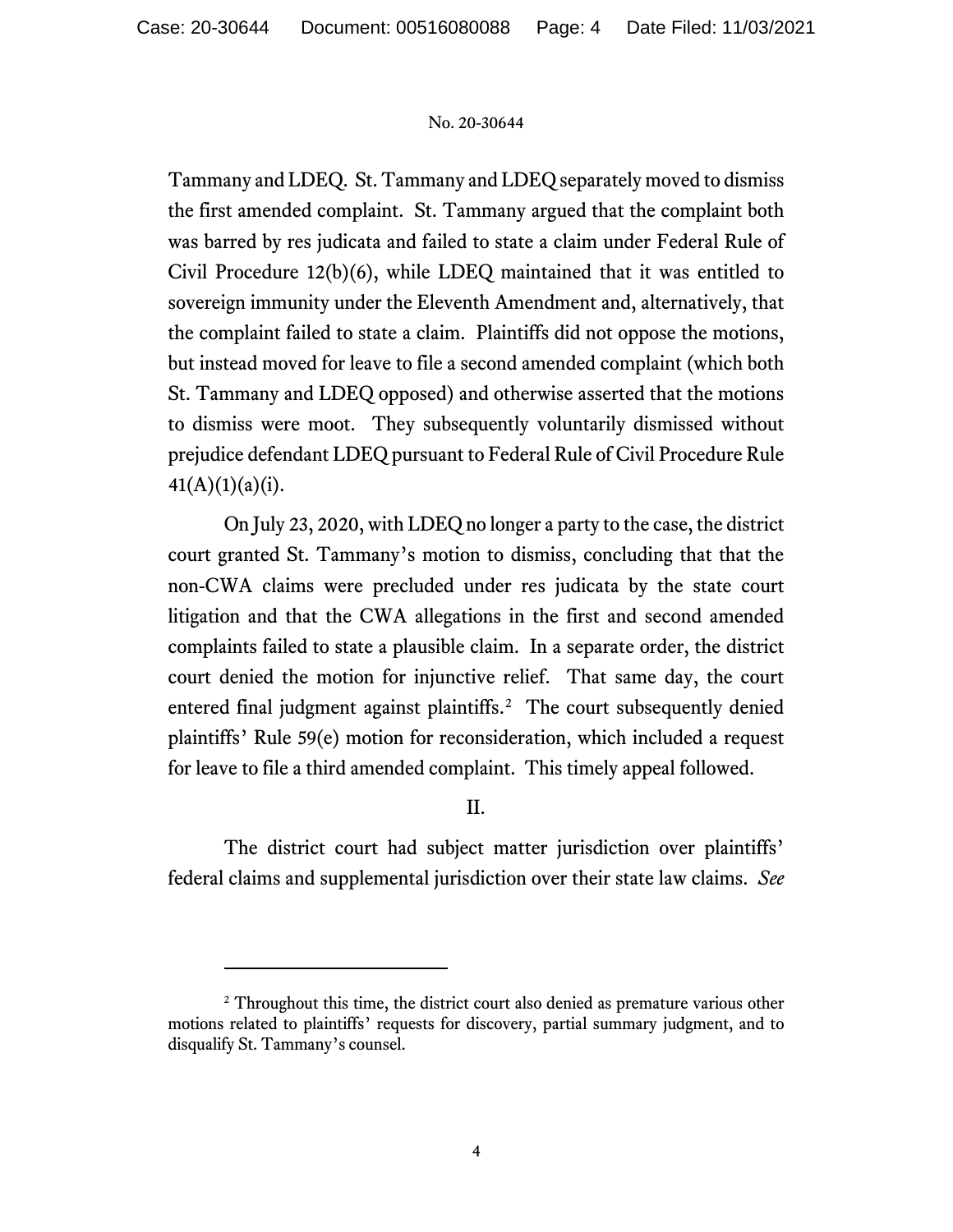Tammany and LDEQ. St. Tammany and LDEQ separately moved to dismiss the first amended complaint. St. Tammany argued that the complaint both was barred by res judicata and failed to state a claim under Federal Rule of Civil Procedure 12(b)(6), while LDEQ maintained that it was entitled to sovereign immunity under the Eleventh Amendment and, alternatively, that the complaint failed to state a claim. Plaintiffs did not oppose the motions, but instead moved for leave to file a second amended complaint (which both St. Tammany and LDEQ opposed) and otherwise asserted that the motions to dismiss were moot. They subsequently voluntarily dismissed without prejudice defendant LDEQ pursuant to Federal Rule of Civil Procedure Rule 41(A)(1)(a)(i).

On July 23, 2020, with LDEQ no longer a party to the case, the district court granted St. Tammany's motion to dismiss, concluding that that the non-CWA claims were precluded under res judicata by the state court litigation and that the CWA allegations in the first and second amended complaints failed to state a plausible claim. In a separate order, the district court denied the motion for injunctive relief. That same day, the court entered final judgment against plaintiffs.[2] The court subsequently denied plaintiffs' Rule 59(e) motion for reconsideration, which included a request for leave to file a third amended complaint. This timely appeal followed.

## II.

The district court had subject matter jurisdiction over plaintiffs' federal claims and supplemental jurisdiction over their state law claims. *See*

---

[2] Throughout this time, the district court also denied as premature various other motions related to plaintiffs' requests for discovery, partial summary judgment, and to disqualify St. Tammany's counsel.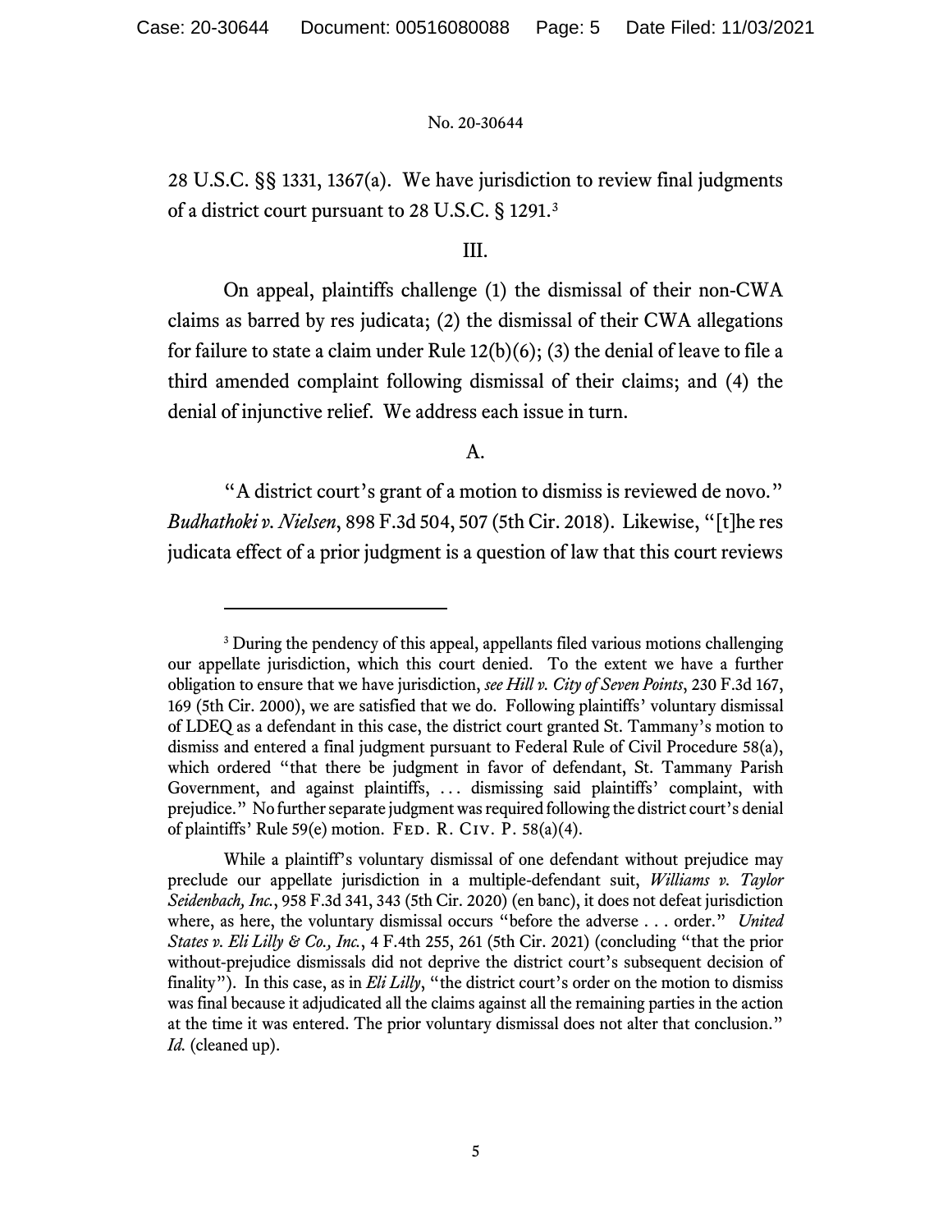28 U.S.C. §§ 1331, 1367(a). We have jurisdiction to review final judgments of a district court pursuant to 28 U.S.C. § 1291.[3]

III.

On appeal, plaintiffs challenge (1) the dismissal of their non-CWA claims as barred by res judicata; (2) the dismissal of their CWA allegations for failure to state a claim under Rule 12(b)(6); (3) the denial of leave to file a third amended complaint following dismissal of their claims; and (4) the denial of injunctive relief. We address each issue in turn.

A.

"A district court's grant of a motion to dismiss is reviewed de novo." *Budhathoki v. Nielsen*, 898 F.3d 504, 507 (5th Cir. 2018). Likewise, "[t]he res judicata effect of a prior judgment is a question of law that this court reviews

---

[3] During the pendency of this appeal, appellants filed various motions challenging our appellate jurisdiction, which this court denied. To the extent we have a further obligation to ensure that we have jurisdiction, *see Hill v. City of Seven Points*, 230 F.3d 167, 169 (5th Cir. 2000), we are satisfied that we do. Following plaintiffs' voluntary dismissal of LDEQ as a defendant in this case, the district court granted St. Tammany's motion to dismiss and entered a final judgment pursuant to Federal Rule of Civil Procedure 58(a), which ordered "that there be judgment in favor of defendant, St. Tammany Parish Government, and against plaintiffs, . . . dismissing said plaintiffs' complaint, with prejudice." No further separate judgment was required following the district court's denial of plaintiffs' Rule 59(e) motion. Fed. R. Civ. P. 58(a)(4).

While a plaintiff's voluntary dismissal of one defendant without prejudice may preclude our appellate jurisdiction in a multiple-defendant suit, *Williams v. Taylor Seidenbach, Inc.*, 958 F.3d 341, 343 (5th Cir. 2020) (en banc), it does not defeat jurisdiction where, as here, the voluntary dismissal occurs "before the adverse . . . order." *United States v. Eli Lilly & Co., Inc.*, 4 F.4th 255, 261 (5th Cir. 2021) (concluding "that the prior without-prejudice dismissals did not deprive the district court's subsequent decision of finality"). In this case, as in *Eli Lilly*, "the district court's order on the motion to dismiss was final because it adjudicated all the claims against all the remaining parties in the action at the time it was entered. The prior voluntary dismissal does not alter that conclusion." *Id.* (cleaned up).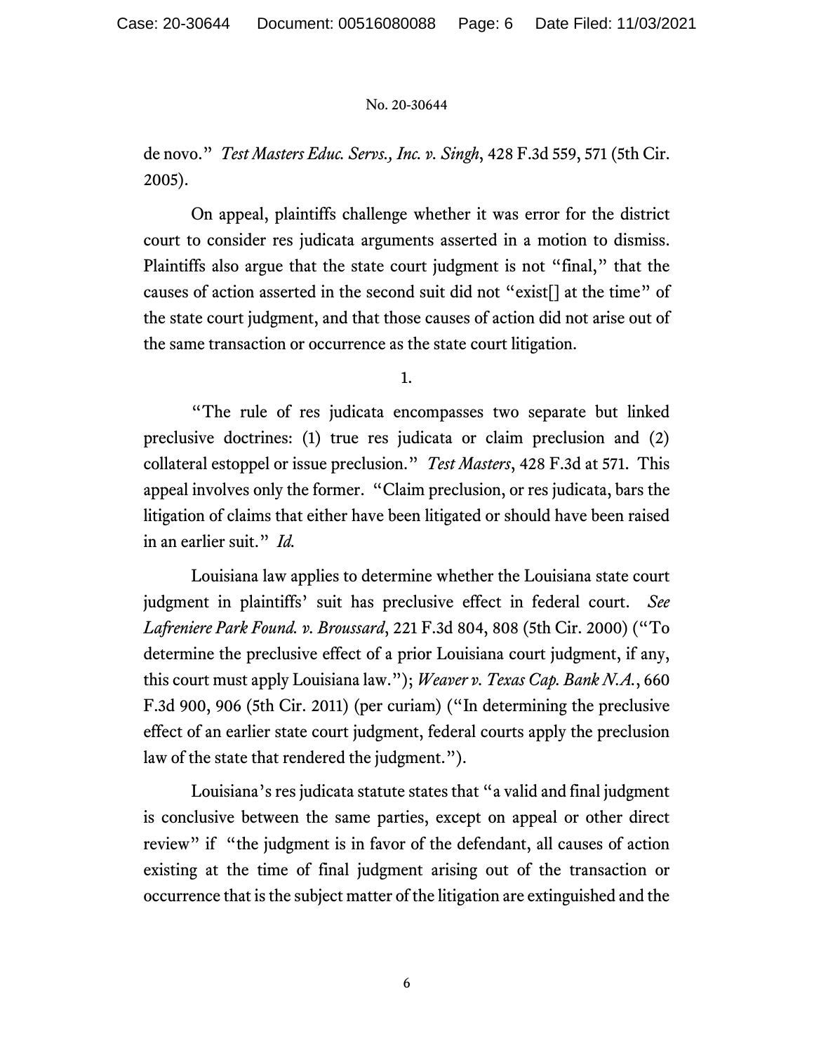de novo." *Test Masters Educ. Servs., Inc. v. Singh*, 428 F.3d 559, 571 (5th Cir. 2005).

On appeal, plaintiffs challenge whether it was error for the district court to consider res judicata arguments asserted in a motion to dismiss. Plaintiffs also argue that the state court judgment is not "final," that the causes of action asserted in the second suit did not "exist[] at the time" of the state court judgment, and that those causes of action did not arise out of the same transaction or occurrence as the state court litigation.

1.

"The rule of res judicata encompasses two separate but linked preclusive doctrines: (1) true res judicata or claim preclusion and (2) collateral estoppel or issue preclusion." *Test Masters*, 428 F.3d at 571. This appeal involves only the former. "Claim preclusion, or res judicata, bars the litigation of claims that either have been litigated or should have been raised in an earlier suit." *Id.*

Louisiana law applies to determine whether the Louisiana state court judgment in plaintiffs' suit has preclusive effect in federal court. *See Lafreniere Park Found. v. Broussard*, 221 F.3d 804, 808 (5th Cir. 2000) ("To determine the preclusive effect of a prior Louisiana court judgment, if any, this court must apply Louisiana law."); *Weaver v. Texas Cap. Bank N.A.*, 660 F.3d 900, 906 (5th Cir. 2011) (per curiam) ("In determining the preclusive effect of an earlier state court judgment, federal courts apply the preclusion law of the state that rendered the judgment.").

Louisiana's res judicata statute states that "a valid and final judgment is conclusive between the same parties, except on appeal or other direct review" if "the judgment is in favor of the defendant, all causes of action existing at the time of final judgment arising out of the transaction or occurrence that is the subject matter of the litigation are extinguished and the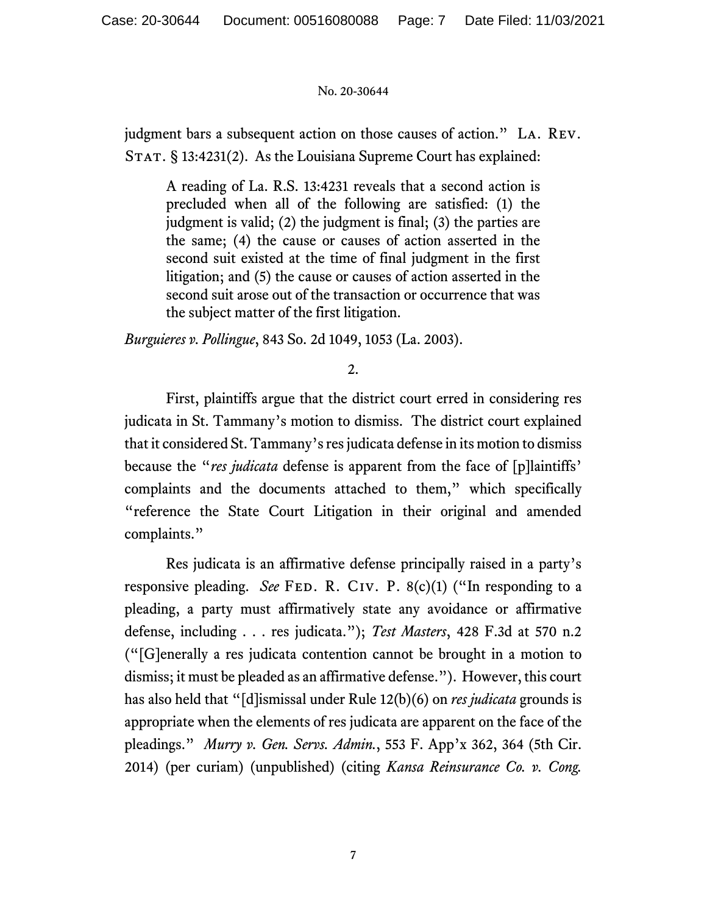judgment bars a subsequent action on those causes of action." La. Rev. Stat. § 13:4231(2). As the Louisiana Supreme Court has explained:

> A reading of La. R.S. 13:4231 reveals that a second action is precluded when all of the following are satisfied: (1) the judgment is valid; (2) the judgment is final; (3) the parties are the same; (4) the cause or causes of action asserted in the second suit existed at the time of final judgment in the first litigation; and (5) the cause or causes of action asserted in the second suit arose out of the transaction or occurrence that was the subject matter of the first litigation.

*Burguieres v. Pollingue*, 843 So. 2d 1049, 1053 (La. 2003).

2.

First, plaintiffs argue that the district court erred in considering res judicata in St. Tammany's motion to dismiss. The district court explained that it considered St. Tammany's res judicata defense in its motion to dismiss because the "*res judicata* defense is apparent from the face of [p]laintiffs' complaints and the documents attached to them," which specifically "reference the State Court Litigation in their original and amended complaints."

Res judicata is an affirmative defense principally raised in a party's responsive pleading. *See* Fed. R. Civ. P. 8(c)(1) ("In responding to a pleading, a party must affirmatively state any avoidance or affirmative defense, including . . . res judicata."); *Test Masters*, 428 F.3d at 570 n.2 ("[G]enerally a res judicata contention cannot be brought in a motion to dismiss; it must be pleaded as an affirmative defense."). However, this court has also held that "[d]ismissal under Rule 12(b)(6) on *res judicata* grounds is appropriate when the elements of res judicata are apparent on the face of the pleadings." *Murry v. Gen. Servs. Admin.*, 553 F. App'x 362, 364 (5th Cir. 2014) (per curiam) (unpublished) (citing *Kansa Reinsurance Co. v. Cong.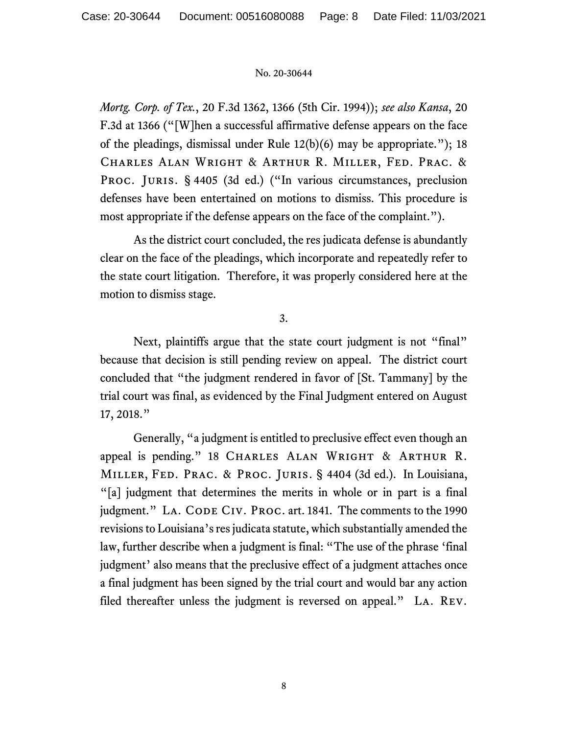*Mortg. Corp. of Tex.*, 20 F.3d 1362, 1366 (5th Cir. 1994)); *see also Kansa*, 20 F.3d at 1366 ("[W]hen a successful affirmative defense appears on the face of the pleadings, dismissal under Rule 12(b)(6) may be appropriate."); 18 Charles Alan Wright & Arthur R. Miller, Fed. Prac. & Proc. Juris. § 4405 (3d ed.) ("In various circumstances, preclusion defenses have been entertained on motions to dismiss. This procedure is most appropriate if the defense appears on the face of the complaint.").

As the district court concluded, the res judicata defense is abundantly clear on the face of the pleadings, which incorporate and repeatedly refer to the state court litigation. Therefore, it was properly considered here at the motion to dismiss stage.

3.

Next, plaintiffs argue that the state court judgment is not "final" because that decision is still pending review on appeal. The district court concluded that "the judgment rendered in favor of [St. Tammany] by the trial court was final, as evidenced by the Final Judgment entered on August 17, 2018."

Generally, "a judgment is entitled to preclusive effect even though an appeal is pending." 18 Charles Alan Wright & Arthur R. Miller, Fed. Prac. & Proc. Juris. § 4404 (3d ed.). In Louisiana, "[a] judgment that determines the merits in whole or in part is a final judgment." La. Code Civ. Proc. art. 1841. The comments to the 1990 revisions to Louisiana's res judicata statute, which substantially amended the law, further describe when a judgment is final: "The use of the phrase 'final judgment' also means that the preclusive effect of a judgment attaches once a final judgment has been signed by the trial court and would bar any action filed thereafter unless the judgment is reversed on appeal." La. Rev.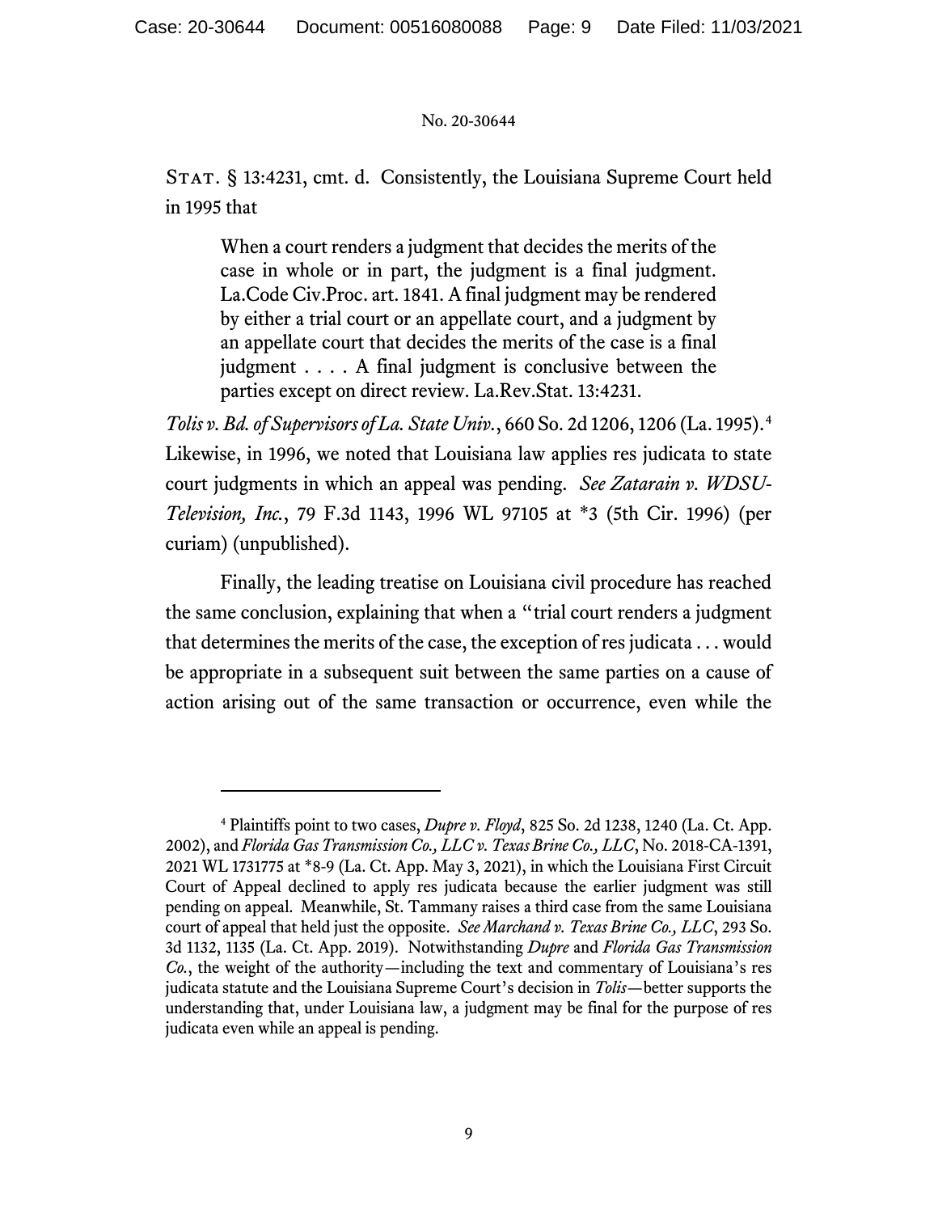Stat. § 13:4231, cmt. d. Consistently, the Louisiana Supreme Court held in 1995 that

> When a court renders a judgment that decides the merits of the case in whole or in part, the judgment is a final judgment. La.Code Civ.Proc. art. 1841. A final judgment may be rendered by either a trial court or an appellate court, and a judgment by an appellate court that decides the merits of the case is a final judgment . . . . A final judgment is conclusive between the parties except on direct review. La.Rev.Stat. 13:4231.

*Tolis v. Bd. of Supervisors of La. State Univ.*, 660 So. 2d 1206, 1206 (La. 1995).[4] Likewise, in 1996, we noted that Louisiana law applies res judicata to state court judgments in which an appeal was pending. *See Zatarain v. WDSU-Television, Inc.*, 79 F.3d 1143, 1996 WL 97105 at *3 (5th Cir. 1996) (per curiam) (unpublished).

Finally, the leading treatise on Louisiana civil procedure has reached the same conclusion, explaining that when a "trial court renders a judgment that determines the merits of the case, the exception of res judicata . . . would be appropriate in a subsequent suit between the same parties on a cause of action arising out of the same transaction or occurrence, even while the

---

[4] Plaintiffs point to two cases, *Dupre v. Floyd*, 825 So. 2d 1238, 1240 (La. Ct. App. 2002), and *Florida Gas Transmission Co., LLC v. Texas Brine Co., LLC*, No. 2018-CA-1391, 2021 WL 1731775 at *8-9 (La. Ct. App. May 3, 2021), in which the Louisiana First Circuit Court of Appeal declined to apply res judicata because the earlier judgment was still pending on appeal. Meanwhile, St. Tammany raises a third case from the same Louisiana court of appeal that held just the opposite. *See Marchand v. Texas Brine Co., LLC*, 293 So. 3d 1132, 1135 (La. Ct. App. 2019). Notwithstanding *Dupre* and *Florida Gas Transmission Co.*, the weight of the authority—including the text and commentary of Louisiana's res judicata statute and the Louisiana Supreme Court's decision in *Tolis*—better supports the understanding that, under Louisiana law, a judgment may be final for the purpose of res judicata even while an appeal is pending.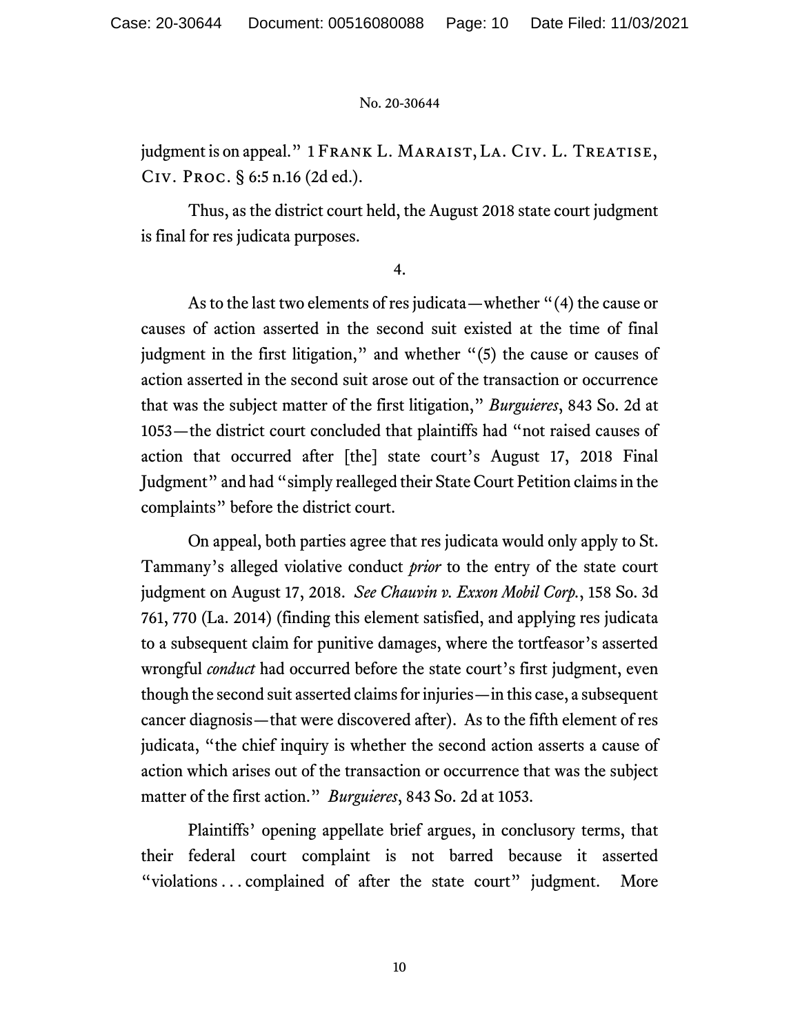judgment is on appeal." 1 Frank L. Maraist, La. Civ. L. Treatise, Civ. Proc. § 6:5 n.16 (2d ed.).

Thus, as the district court held, the August 2018 state court judgment is final for res judicata purposes.

4.

As to the last two elements of res judicata—whether "(4) the cause or causes of action asserted in the second suit existed at the time of final judgment in the first litigation," and whether "(5) the cause or causes of action asserted in the second suit arose out of the transaction or occurrence that was the subject matter of the first litigation," *Burguieres*, 843 So. 2d at 1053—the district court concluded that plaintiffs had "not raised causes of action that occurred after [the] state court's August 17, 2018 Final Judgment" and had "simply realleged their State Court Petition claims in the complaints" before the district court.

On appeal, both parties agree that res judicata would only apply to St. Tammany's alleged violative conduct *prior* to the entry of the state court judgment on August 17, 2018. *See Chauvin v. Exxon Mobil Corp.*, 158 So. 3d 761, 770 (La. 2014) (finding this element satisfied, and applying res judicata to a subsequent claim for punitive damages, where the tortfeasor's asserted wrongful *conduct* had occurred before the state court's first judgment, even though the second suit asserted claims for injuries—in this case, a subsequent cancer diagnosis—that were discovered after). As to the fifth element of res judicata, "the chief inquiry is whether the second action asserts a cause of action which arises out of the transaction or occurrence that was the subject matter of the first action." *Burguieres*, 843 So. 2d at 1053.

Plaintiffs' opening appellate brief argues, in conclusory terms, that their federal court complaint is not barred because it asserted "violations . . . complained of after the state court" judgment. More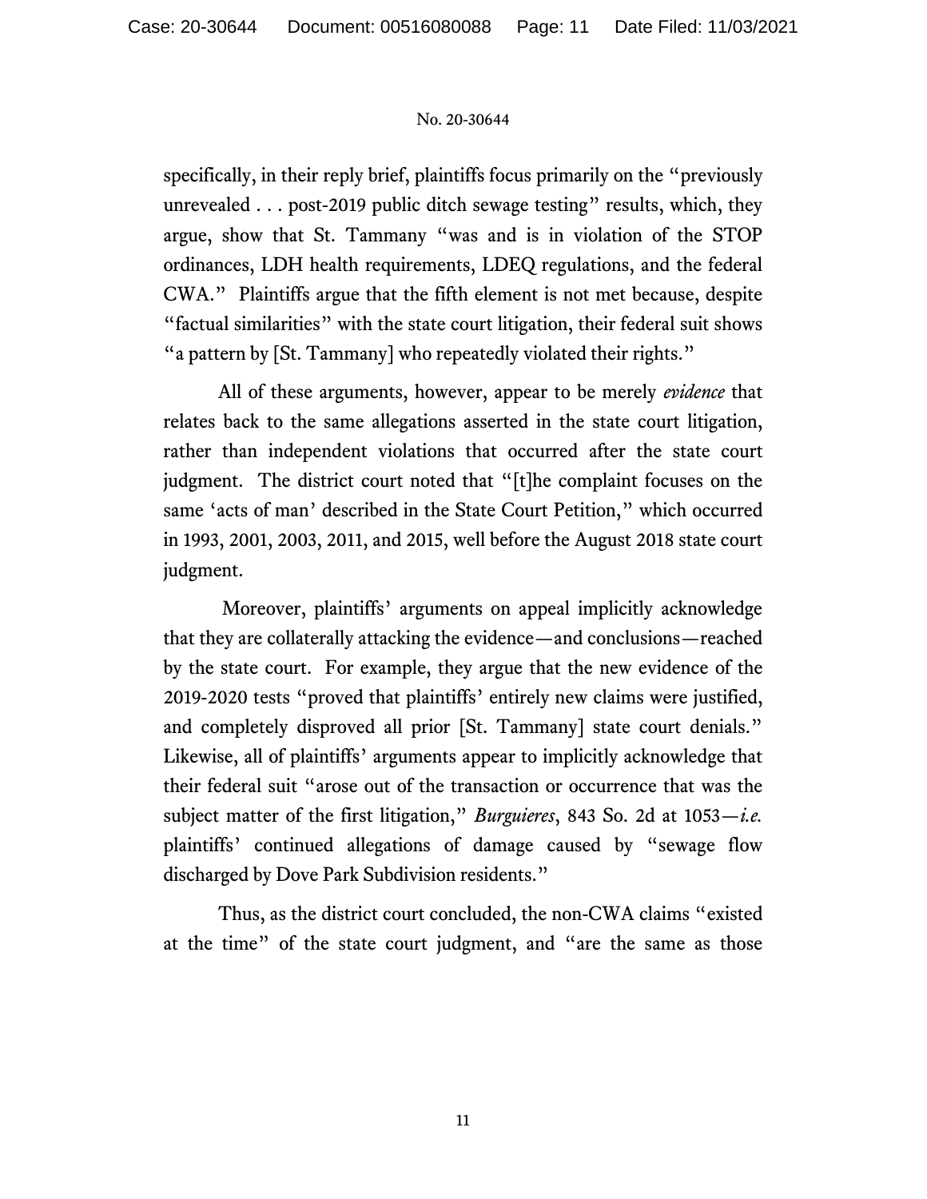specifically, in their reply brief, plaintiffs focus primarily on the "previously unrevealed . . . post-2019 public ditch sewage testing" results, which, they argue, show that St. Tammany "was and is in violation of the STOP ordinances, LDH health requirements, LDEQ regulations, and the federal CWA." Plaintiffs argue that the fifth element is not met because, despite "factual similarities" with the state court litigation, their federal suit shows "a pattern by [St. Tammany] who repeatedly violated their rights."

All of these arguments, however, appear to be merely *evidence* that relates back to the same allegations asserted in the state court litigation, rather than independent violations that occurred after the state court judgment. The district court noted that "[t]he complaint focuses on the same 'acts of man' described in the State Court Petition," which occurred in 1993, 2001, 2003, 2011, and 2015, well before the August 2018 state court judgment.

Moreover, plaintiffs' arguments on appeal implicitly acknowledge that they are collaterally attacking the evidence—and conclusions—reached by the state court. For example, they argue that the new evidence of the 2019-2020 tests "proved that plaintiffs' entirely new claims were justified, and completely disproved all prior [St. Tammany] state court denials." Likewise, all of plaintiffs' arguments appear to implicitly acknowledge that their federal suit "arose out of the transaction or occurrence that was the subject matter of the first litigation," *Burguieres*, 843 So. 2d at 1053—*i.e.* plaintiffs' continued allegations of damage caused by "sewage flow discharged by Dove Park Subdivision residents."

Thus, as the district court concluded, the non-CWA claims "existed at the time" of the state court judgment, and "are the same as those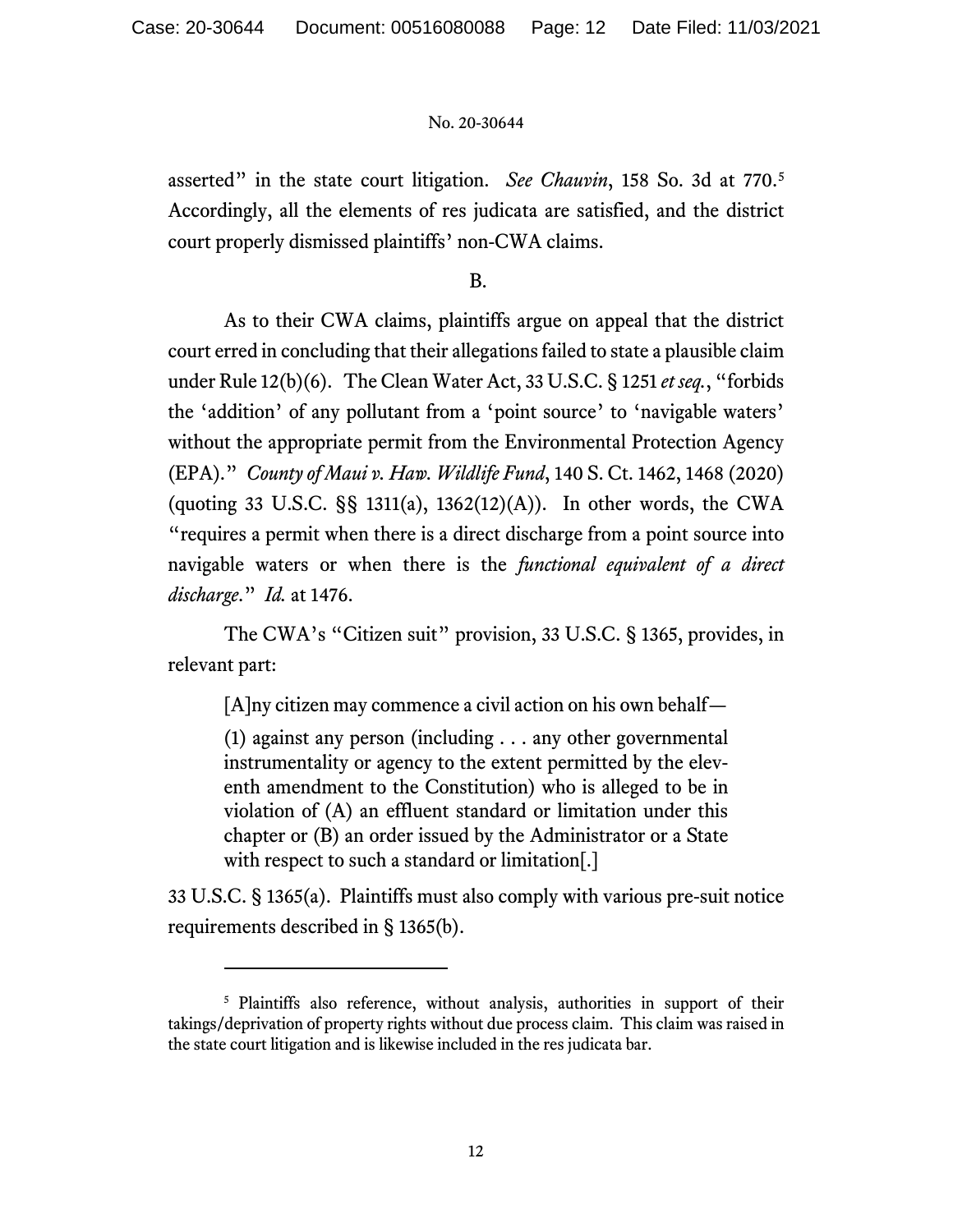asserted" in the state court litigation. *See Chauvin*, 158 So. 3d at 770.[5] Accordingly, all the elements of res judicata are satisfied, and the district court properly dismissed plaintiffs' non-CWA claims.

B.

As to their CWA claims, plaintiffs argue on appeal that the district court erred in concluding that their allegations failed to state a plausible claim under Rule 12(b)(6). The Clean Water Act, 33 U.S.C. § 1251 *et seq.*, "forbids the 'addition' of any pollutant from a 'point source' to 'navigable waters' without the appropriate permit from the Environmental Protection Agency (EPA)." *County of Maui v. Haw. Wildlife Fund*, 140 S. Ct. 1462, 1468 (2020) (quoting 33 U.S.C. §§ 1311(a), 1362(12)(A)). In other words, the CWA "requires a permit when there is a direct discharge from a point source into navigable waters or when there is the *functional equivalent of a direct discharge*." *Id.* at 1476.

The CWA's "Citizen suit" provision, 33 U.S.C. § 1365, provides, in relevant part:

> [A]ny citizen may commence a civil action on his own behalf—
>
> (1) against any person (including . . . any other governmental instrumentality or agency to the extent permitted by the eleventh amendment to the Constitution) who is alleged to be in violation of (A) an effluent standard or limitation under this chapter or (B) an order issued by the Administrator or a State with respect to such a standard or limitation[.]

33 U.S.C. § 1365(a). Plaintiffs must also comply with various pre-suit notice requirements described in § 1365(b).

---

[5] Plaintiffs also reference, without analysis, authorities in support of their takings/deprivation of property rights without due process claim. This claim was raised in the state court litigation and is likewise included in the res judicata bar.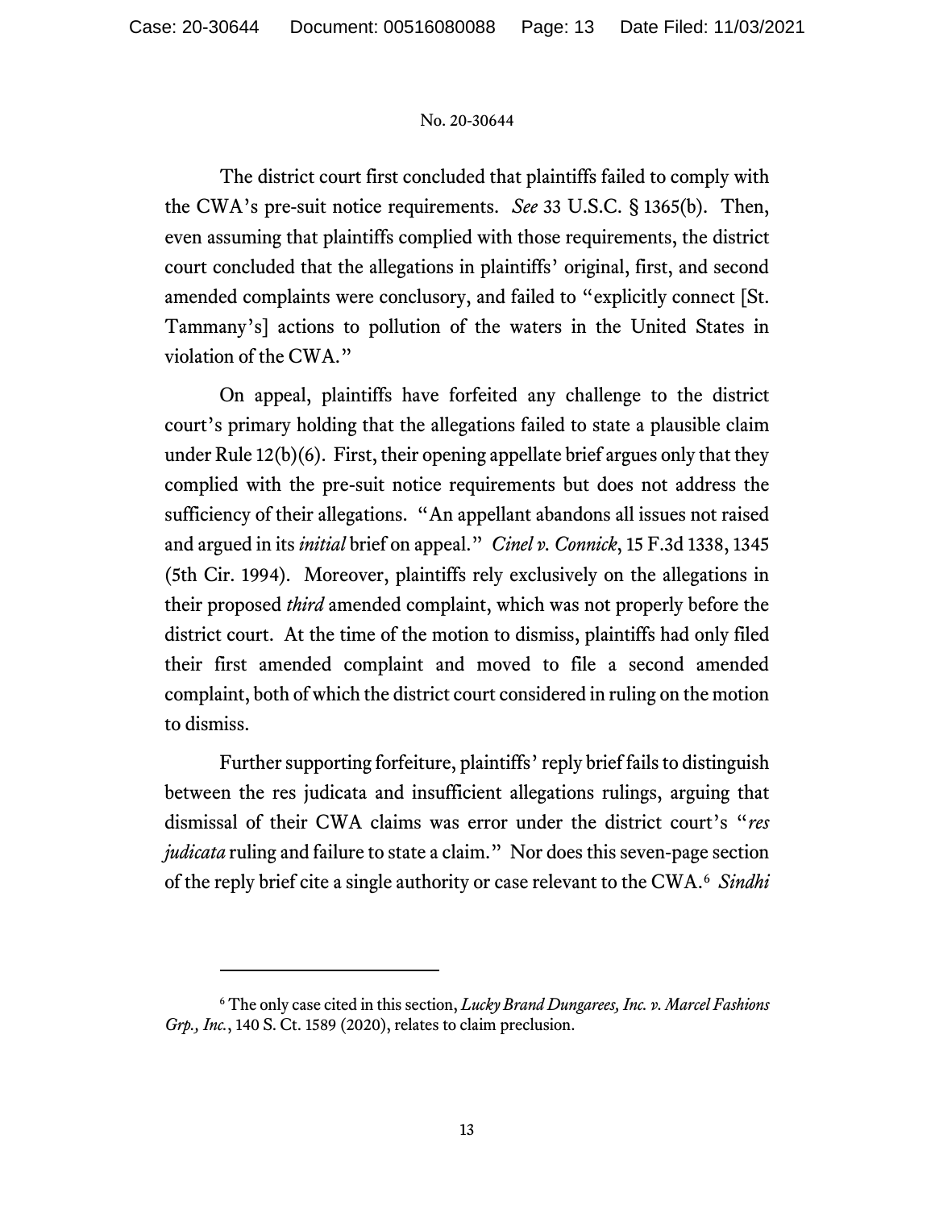The district court first concluded that plaintiffs failed to comply with the CWA's pre-suit notice requirements. *See* 33 U.S.C. § 1365(b). Then, even assuming that plaintiffs complied with those requirements, the district court concluded that the allegations in plaintiffs' original, first, and second amended complaints were conclusory, and failed to "explicitly connect [St. Tammany's] actions to pollution of the waters in the United States in violation of the CWA."

On appeal, plaintiffs have forfeited any challenge to the district court's primary holding that the allegations failed to state a plausible claim under Rule 12(b)(6). First, their opening appellate brief argues only that they complied with the pre-suit notice requirements but does not address the sufficiency of their allegations. "An appellant abandons all issues not raised and argued in its *initial* brief on appeal." *Cinel v. Connick*, 15 F.3d 1338, 1345 (5th Cir. 1994). Moreover, plaintiffs rely exclusively on the allegations in their proposed *third* amended complaint, which was not properly before the district court. At the time of the motion to dismiss, plaintiffs had only filed their first amended complaint and moved to file a second amended complaint, both of which the district court considered in ruling on the motion to dismiss.

Further supporting forfeiture, plaintiffs' reply brief fails to distinguish between the res judicata and insufficient allegations rulings, arguing that dismissal of their CWA claims was error under the district court's "*res judicata* ruling and failure to state a claim." Nor does this seven-page section of the reply brief cite a single authority or case relevant to the CWA.[6] *Sindhi*

---

[6] The only case cited in this section, *Lucky Brand Dungarees, Inc. v. Marcel Fashions Grp., Inc.*, 140 S. Ct. 1589 (2020), relates to claim preclusion.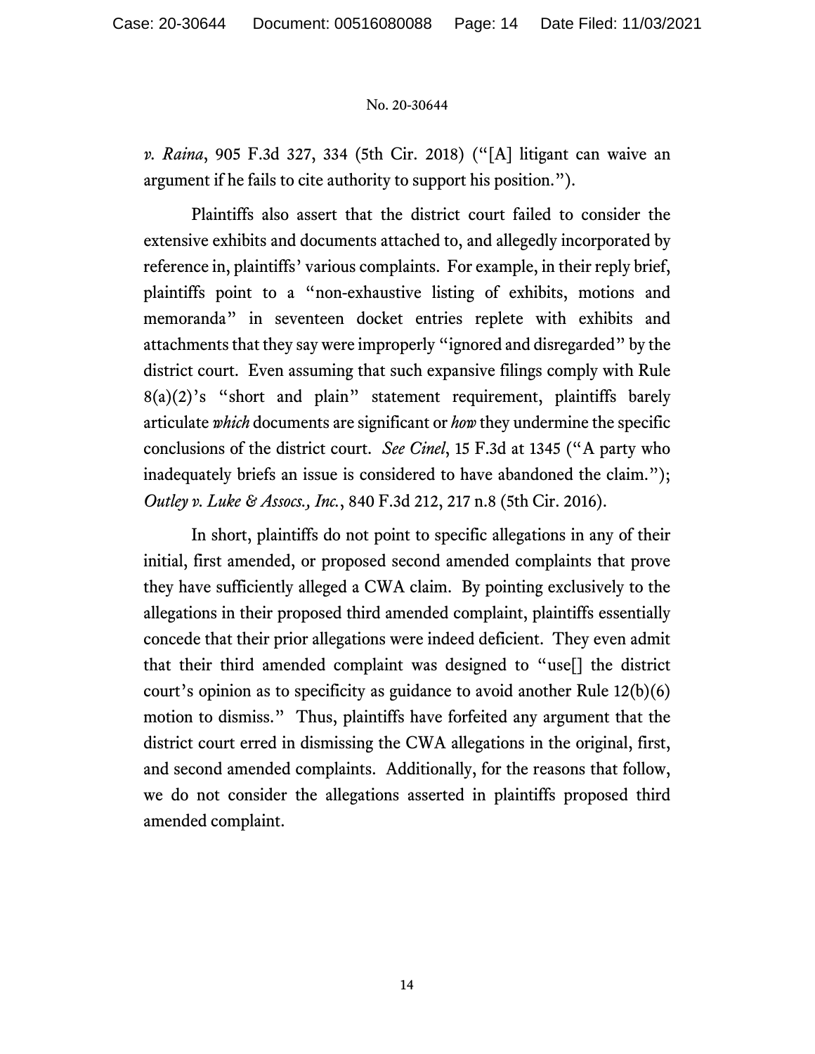*v. Raina*, 905 F.3d 327, 334 (5th Cir. 2018) ("[A] litigant can waive an argument if he fails to cite authority to support his position.").

Plaintiffs also assert that the district court failed to consider the extensive exhibits and documents attached to, and allegedly incorporated by reference in, plaintiffs' various complaints. For example, in their reply brief, plaintiffs point to a "non-exhaustive listing of exhibits, motions and memoranda" in seventeen docket entries replete with exhibits and attachments that they say were improperly "ignored and disregarded" by the district court. Even assuming that such expansive filings comply with Rule 8(a)(2)'s "short and plain" statement requirement, plaintiffs barely articulate *which* documents are significant or *how* they undermine the specific conclusions of the district court. *See Cinel*, 15 F.3d at 1345 ("A party who inadequately briefs an issue is considered to have abandoned the claim."); *Outley v. Luke & Assocs., Inc.*, 840 F.3d 212, 217 n.8 (5th Cir. 2016).

In short, plaintiffs do not point to specific allegations in any of their initial, first amended, or proposed second amended complaints that prove they have sufficiently alleged a CWA claim. By pointing exclusively to the allegations in their proposed third amended complaint, plaintiffs essentially concede that their prior allegations were indeed deficient. They even admit that their third amended complaint was designed to "use[] the district court's opinion as to specificity as guidance to avoid another Rule 12(b)(6) motion to dismiss." Thus, plaintiffs have forfeited any argument that the district court erred in dismissing the CWA allegations in the original, first, and second amended complaints. Additionally, for the reasons that follow, we do not consider the allegations asserted in plaintiffs proposed third amended complaint.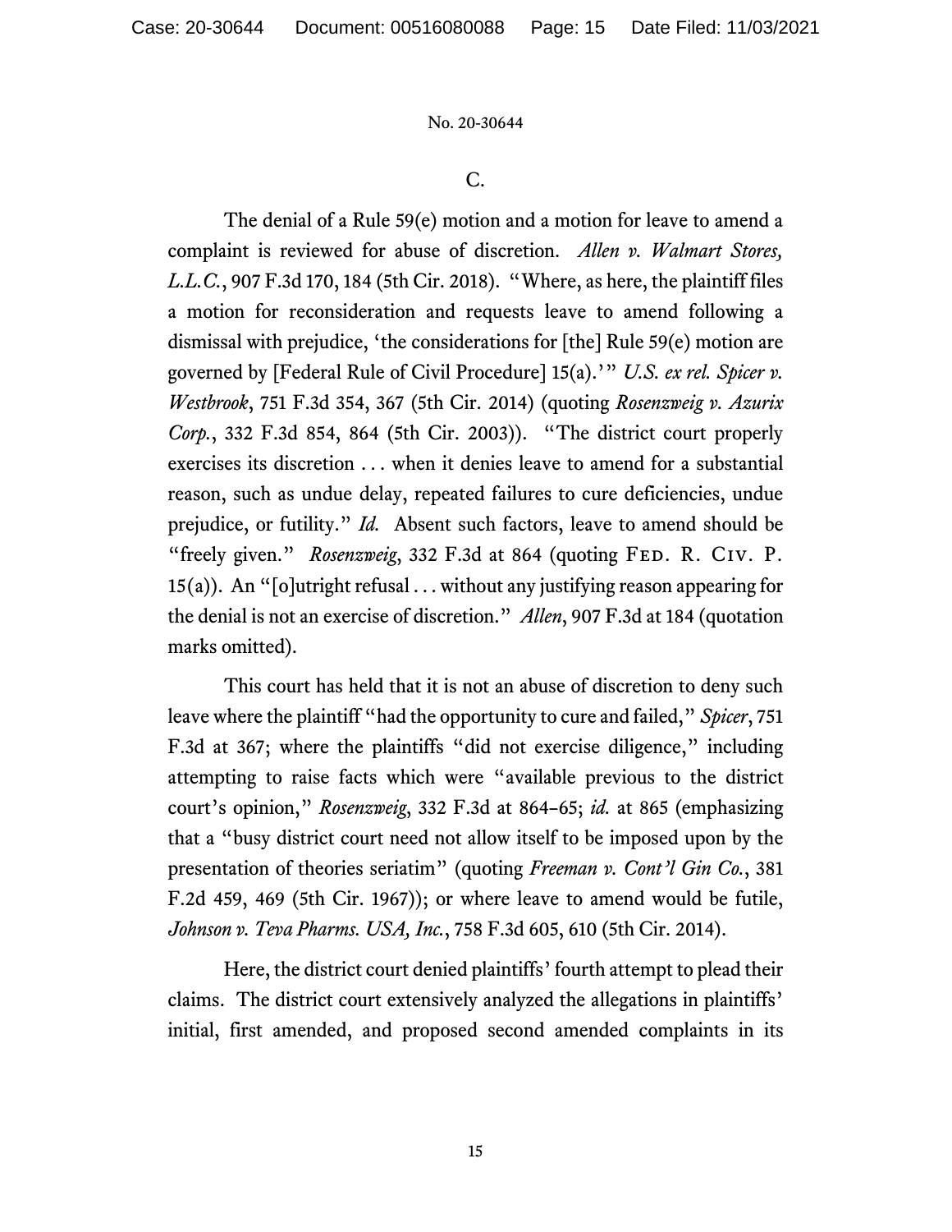C.

The denial of a Rule 59(e) motion and a motion for leave to amend a complaint is reviewed for abuse of discretion. *Allen v. Walmart Stores, L.L.C.*, 907 F.3d 170, 184 (5th Cir. 2018). "Where, as here, the plaintiff files a motion for reconsideration and requests leave to amend following a dismissal with prejudice, 'the considerations for [the] Rule 59(e) motion are governed by [Federal Rule of Civil Procedure] 15(a).'" *U.S. ex rel. Spicer v. Westbrook*, 751 F.3d 354, 367 (5th Cir. 2014) (quoting *Rosenzweig v. Azurix Corp.*, 332 F.3d 854, 864 (5th Cir. 2003)). "The district court properly exercises its discretion . . . when it denies leave to amend for a substantial reason, such as undue delay, repeated failures to cure deficiencies, undue prejudice, or futility." *Id.* Absent such factors, leave to amend should be "freely given." *Rosenzweig*, 332 F.3d at 864 (quoting Fed. R. Civ. P. 15(a)). An "[o]utright refusal . . . without any justifying reason appearing for the denial is not an exercise of discretion." *Allen*, 907 F.3d at 184 (quotation marks omitted).

This court has held that it is not an abuse of discretion to deny such leave where the plaintiff "had the opportunity to cure and failed," *Spicer*, 751 F.3d at 367; where the plaintiffs "did not exercise diligence," including attempting to raise facts which were "available previous to the district court's opinion," *Rosenzweig*, 332 F.3d at 864–65; *id.* at 865 (emphasizing that a "busy district court need not allow itself to be imposed upon by the presentation of theories seriatim" (quoting *Freeman v. Cont'l Gin Co.*, 381 F.2d 459, 469 (5th Cir. 1967)); or where leave to amend would be futile, *Johnson v. Teva Pharms. USA, Inc.*, 758 F.3d 605, 610 (5th Cir. 2014).

Here, the district court denied plaintiffs' fourth attempt to plead their claims. The district court extensively analyzed the allegations in plaintiffs' initial, first amended, and proposed second amended complaints in its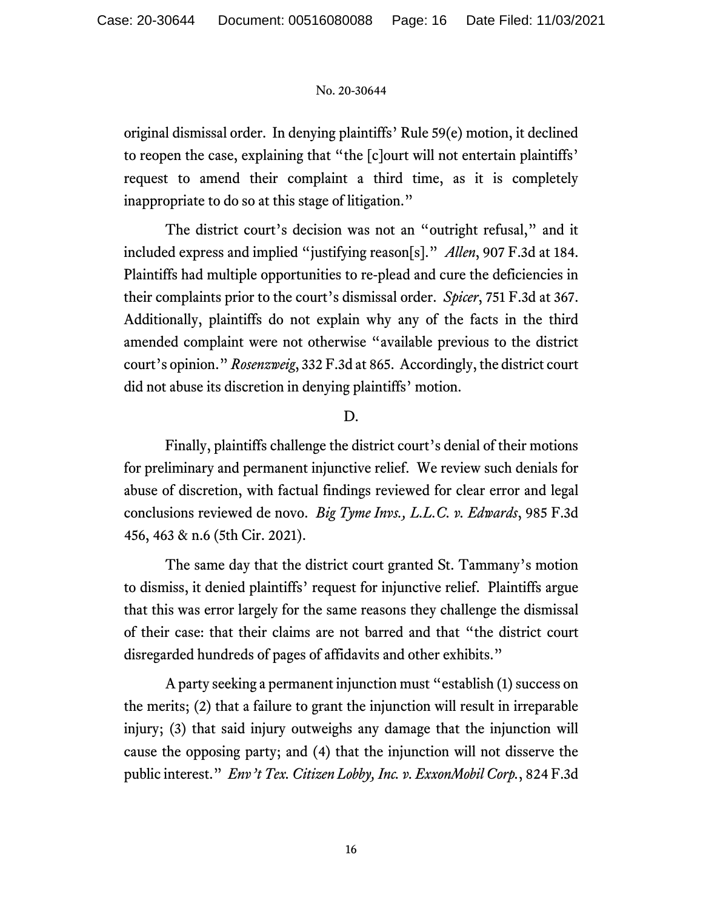original dismissal order. In denying plaintiffs' Rule 59(e) motion, it declined to reopen the case, explaining that "the [c]ourt will not entertain plaintiffs' request to amend their complaint a third time, as it is completely inappropriate to do so at this stage of litigation."

The district court's decision was not an "outright refusal," and it included express and implied "justifying reason[s]." *Allen*, 907 F.3d at 184. Plaintiffs had multiple opportunities to re-plead and cure the deficiencies in their complaints prior to the court's dismissal order. *Spicer*, 751 F.3d at 367. Additionally, plaintiffs do not explain why any of the facts in the third amended complaint were not otherwise "available previous to the district court's opinion." *Rosenzweig*, 332 F.3d at 865. Accordingly, the district court did not abuse its discretion in denying plaintiffs' motion.

D.

Finally, plaintiffs challenge the district court's denial of their motions for preliminary and permanent injunctive relief. We review such denials for abuse of discretion, with factual findings reviewed for clear error and legal conclusions reviewed de novo. *Big Tyme Invs., L.L.C. v. Edwards*, 985 F.3d 456, 463 & n.6 (5th Cir. 2021).

The same day that the district court granted St. Tammany's motion to dismiss, it denied plaintiffs' request for injunctive relief. Plaintiffs argue that this was error largely for the same reasons they challenge the dismissal of their case: that their claims are not barred and that "the district court disregarded hundreds of pages of affidavits and other exhibits."

A party seeking a permanent injunction must "establish (1) success on the merits; (2) that a failure to grant the injunction will result in irreparable injury; (3) that said injury outweighs any damage that the injunction will cause the opposing party; and (4) that the injunction will not disserve the public interest." *Env't Tex. Citizen Lobby, Inc. v. ExxonMobil Corp.*, 824 F.3d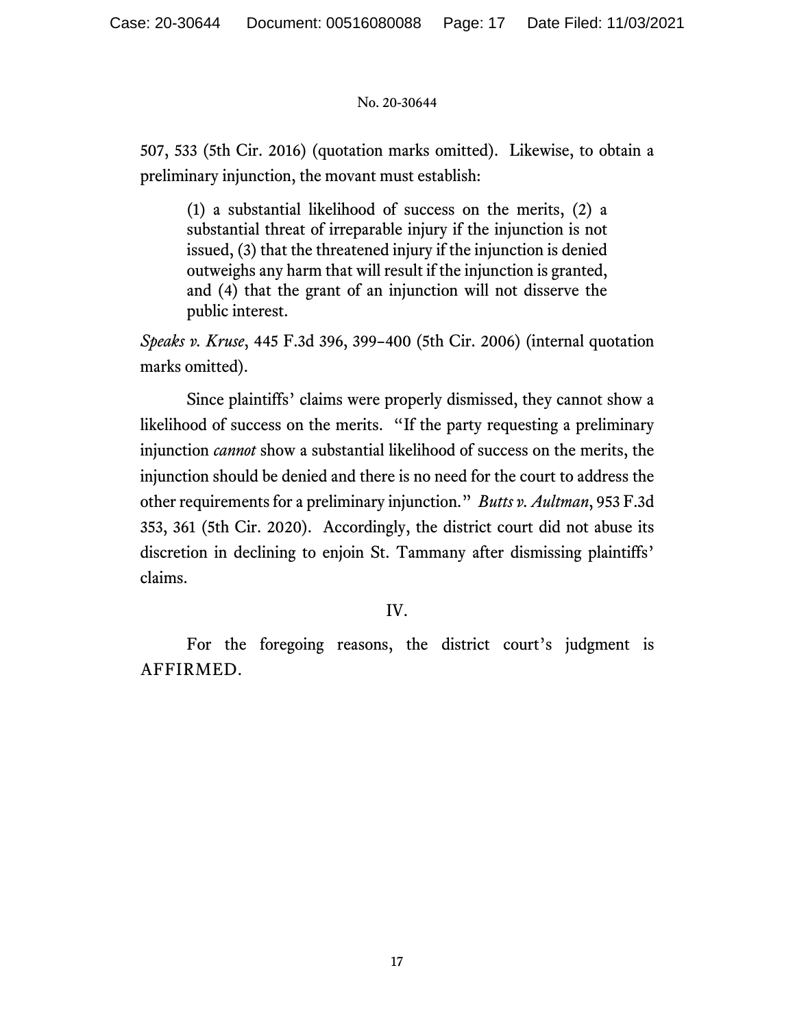507, 533 (5th Cir. 2016) (quotation marks omitted). Likewise, to obtain a preliminary injunction, the movant must establish:

> (1) a substantial likelihood of success on the merits, (2) a substantial threat of irreparable injury if the injunction is not issued, (3) that the threatened injury if the injunction is denied outweighs any harm that will result if the injunction is granted, and (4) that the grant of an injunction will not disserve the public interest.

*Speaks v. Kruse*, 445 F.3d 396, 399–400 (5th Cir. 2006) (internal quotation marks omitted).

Since plaintiffs' claims were properly dismissed, they cannot show a likelihood of success on the merits. "If the party requesting a preliminary injunction *cannot* show a substantial likelihood of success on the merits, the injunction should be denied and there is no need for the court to address the other requirements for a preliminary injunction." *Butts v. Aultman*, 953 F.3d 353, 361 (5th Cir. 2020). Accordingly, the district court did not abuse its discretion in declining to enjoin St. Tammany after dismissing plaintiffs' claims.

IV.

For the foregoing reasons, the district court's judgment is AFFIRMED.